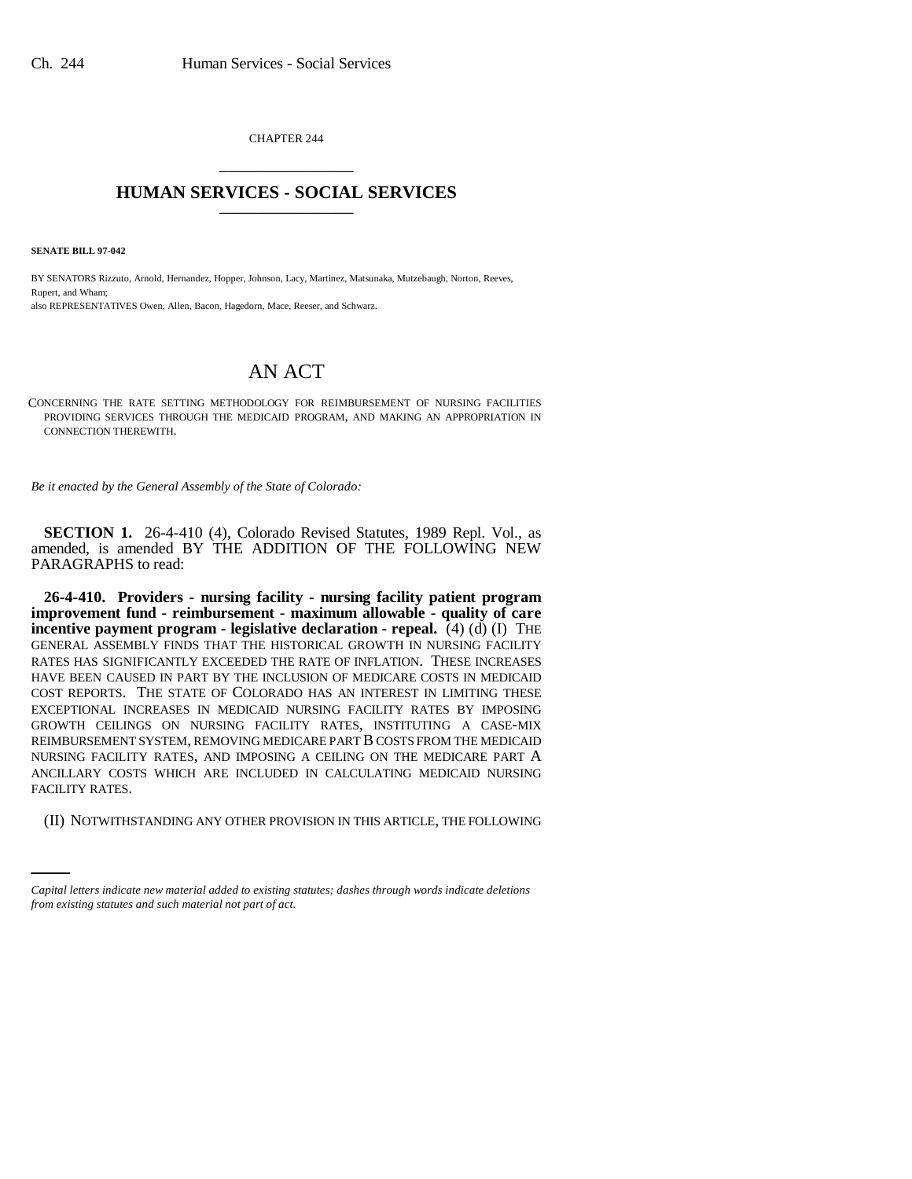CHAPTER 244

# HUMAN SERVICES - SOCIAL SERVICES

**SENATE BILL 97-042**

BY SENATORS Rizzuto, Arnold, Hernandez, Hopper, Johnson, Lacy, Martinez, Matsunaka, Mutzebaugh, Norton, Reeves, Rupert, and Wham;
also REPRESENTATIVES Owen, Allen, Bacon, Hagedorn, Mace, Reeser, and Schwarz.

# AN ACT

CONCERNING THE RATE SETTING METHODOLOGY FOR REIMBURSEMENT OF NURSING FACILITIES PROVIDING SERVICES THROUGH THE MEDICAID PROGRAM, AND MAKING AN APPROPRIATION IN CONNECTION THEREWITH.

*Be it enacted by the General Assembly of the State of Colorado:*

**SECTION 1.** 26-4-410 (4), Colorado Revised Statutes, 1989 Repl. Vol., as amended, is amended BY THE ADDITION OF THE FOLLOWING NEW PARAGRAPHS to read:

**26-4-410. Providers - nursing facility - nursing facility patient program improvement fund - reimbursement - maximum allowable - quality of care incentive payment program - legislative declaration - repeal.** (4) (d) (I) THE GENERAL ASSEMBLY FINDS THAT THE HISTORICAL GROWTH IN NURSING FACILITY RATES HAS SIGNIFICANTLY EXCEEDED THE RATE OF INFLATION. THESE INCREASES HAVE BEEN CAUSED IN PART BY THE INCLUSION OF MEDICARE COSTS IN MEDICAID COST REPORTS. THE STATE OF COLORADO HAS AN INTEREST IN LIMITING THESE EXCEPTIONAL INCREASES IN MEDICAID NURSING FACILITY RATES BY IMPOSING GROWTH CEILINGS ON NURSING FACILITY RATES, INSTITUTING A CASE-MIX REIMBURSEMENT SYSTEM, REMOVING MEDICARE PART B COSTS FROM THE MEDICAID NURSING FACILITY RATES, AND IMPOSING A CEILING ON THE MEDICARE PART A ANCILLARY COSTS WHICH ARE INCLUDED IN CALCULATING MEDICAID NURSING FACILITY RATES.

(II) NOTWITHSTANDING ANY OTHER PROVISION IN THIS ARTICLE, THE FOLLOWING

*Capital letters indicate new material added to existing statutes; dashes through words indicate deletions from existing statutes and such material not part of act.*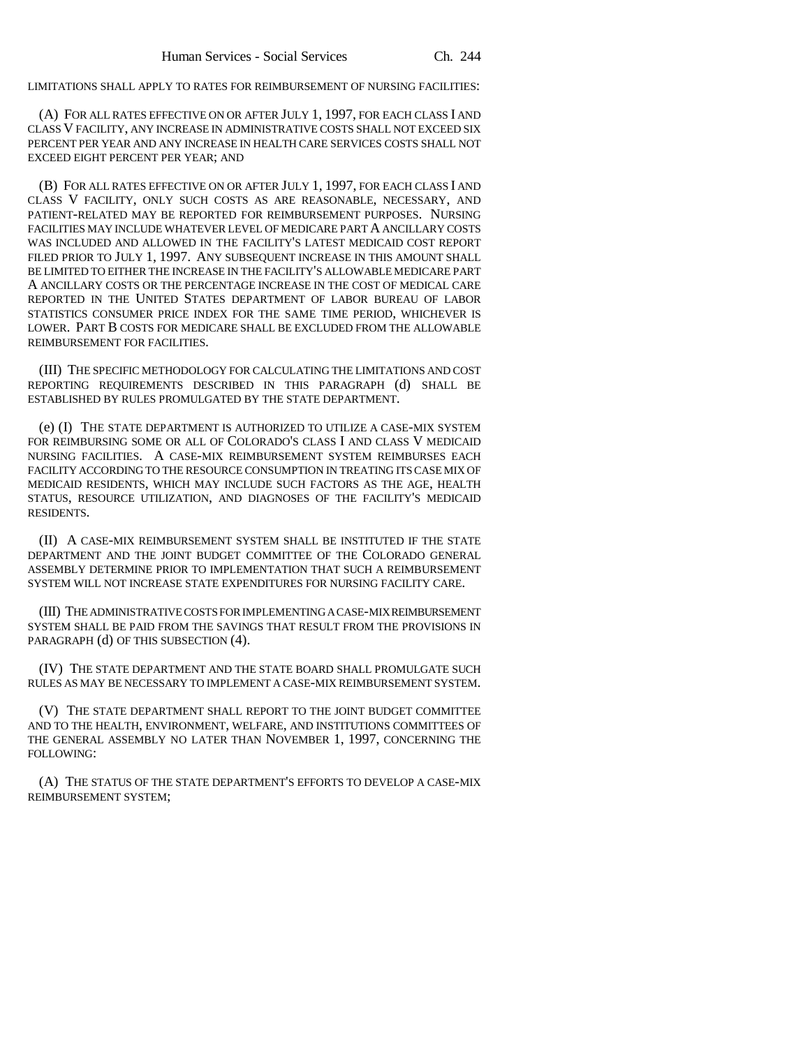LIMITATIONS SHALL APPLY TO RATES FOR REIMBURSEMENT OF NURSING FACILITIES:

(A) FOR ALL RATES EFFECTIVE ON OR AFTER JULY 1, 1997, FOR EACH CLASS I AND CLASS V FACILITY, ANY INCREASE IN ADMINISTRATIVE COSTS SHALL NOT EXCEED SIX PERCENT PER YEAR AND ANY INCREASE IN HEALTH CARE SERVICES COSTS SHALL NOT EXCEED EIGHT PERCENT PER YEAR; AND

(B) FOR ALL RATES EFFECTIVE ON OR AFTER JULY 1, 1997, FOR EACH CLASS I AND CLASS V FACILITY, ONLY SUCH COSTS AS ARE REASONABLE, NECESSARY, AND PATIENT-RELATED MAY BE REPORTED FOR REIMBURSEMENT PURPOSES. NURSING FACILITIES MAY INCLUDE WHATEVER LEVEL OF MEDICARE PART A ANCILLARY COSTS WAS INCLUDED AND ALLOWED IN THE FACILITY'S LATEST MEDICAID COST REPORT FILED PRIOR TO JULY 1, 1997. ANY SUBSEQUENT INCREASE IN THIS AMOUNT SHALL BE LIMITED TO EITHER THE INCREASE IN THE FACILITY'S ALLOWABLE MEDICARE PART A ANCILLARY COSTS OR THE PERCENTAGE INCREASE IN THE COST OF MEDICAL CARE REPORTED IN THE UNITED STATES DEPARTMENT OF LABOR BUREAU OF LABOR STATISTICS CONSUMER PRICE INDEX FOR THE SAME TIME PERIOD, WHICHEVER IS LOWER. PART B COSTS FOR MEDICARE SHALL BE EXCLUDED FROM THE ALLOWABLE REIMBURSEMENT FOR FACILITIES.

(III) THE SPECIFIC METHODOLOGY FOR CALCULATING THE LIMITATIONS AND COST REPORTING REQUIREMENTS DESCRIBED IN THIS PARAGRAPH (d) SHALL BE ESTABLISHED BY RULES PROMULGATED BY THE STATE DEPARTMENT.

(e) (I) THE STATE DEPARTMENT IS AUTHORIZED TO UTILIZE A CASE-MIX SYSTEM FOR REIMBURSING SOME OR ALL OF COLORADO'S CLASS I AND CLASS V MEDICAID NURSING FACILITIES. A CASE-MIX REIMBURSEMENT SYSTEM REIMBURSES EACH FACILITY ACCORDING TO THE RESOURCE CONSUMPTION IN TREATING ITS CASE MIX OF MEDICAID RESIDENTS, WHICH MAY INCLUDE SUCH FACTORS AS THE AGE, HEALTH STATUS, RESOURCE UTILIZATION, AND DIAGNOSES OF THE FACILITY'S MEDICAID RESIDENTS.

(II) A CASE-MIX REIMBURSEMENT SYSTEM SHALL BE INSTITUTED IF THE STATE DEPARTMENT AND THE JOINT BUDGET COMMITTEE OF THE COLORADO GENERAL ASSEMBLY DETERMINE PRIOR TO IMPLEMENTATION THAT SUCH A REIMBURSEMENT SYSTEM WILL NOT INCREASE STATE EXPENDITURES FOR NURSING FACILITY CARE.

(III) THE ADMINISTRATIVE COSTS FOR IMPLEMENTING A CASE-MIX REIMBURSEMENT SYSTEM SHALL BE PAID FROM THE SAVINGS THAT RESULT FROM THE PROVISIONS IN PARAGRAPH (d) OF THIS SUBSECTION (4).

(IV) THE STATE DEPARTMENT AND THE STATE BOARD SHALL PROMULGATE SUCH RULES AS MAY BE NECESSARY TO IMPLEMENT A CASE-MIX REIMBURSEMENT SYSTEM.

(V) THE STATE DEPARTMENT SHALL REPORT TO THE JOINT BUDGET COMMITTEE AND TO THE HEALTH, ENVIRONMENT, WELFARE, AND INSTITUTIONS COMMITTEES OF THE GENERAL ASSEMBLY NO LATER THAN NOVEMBER 1, 1997, CONCERNING THE FOLLOWING:

(A) THE STATUS OF THE STATE DEPARTMENT'S EFFORTS TO DEVELOP A CASE-MIX REIMBURSEMENT SYSTEM;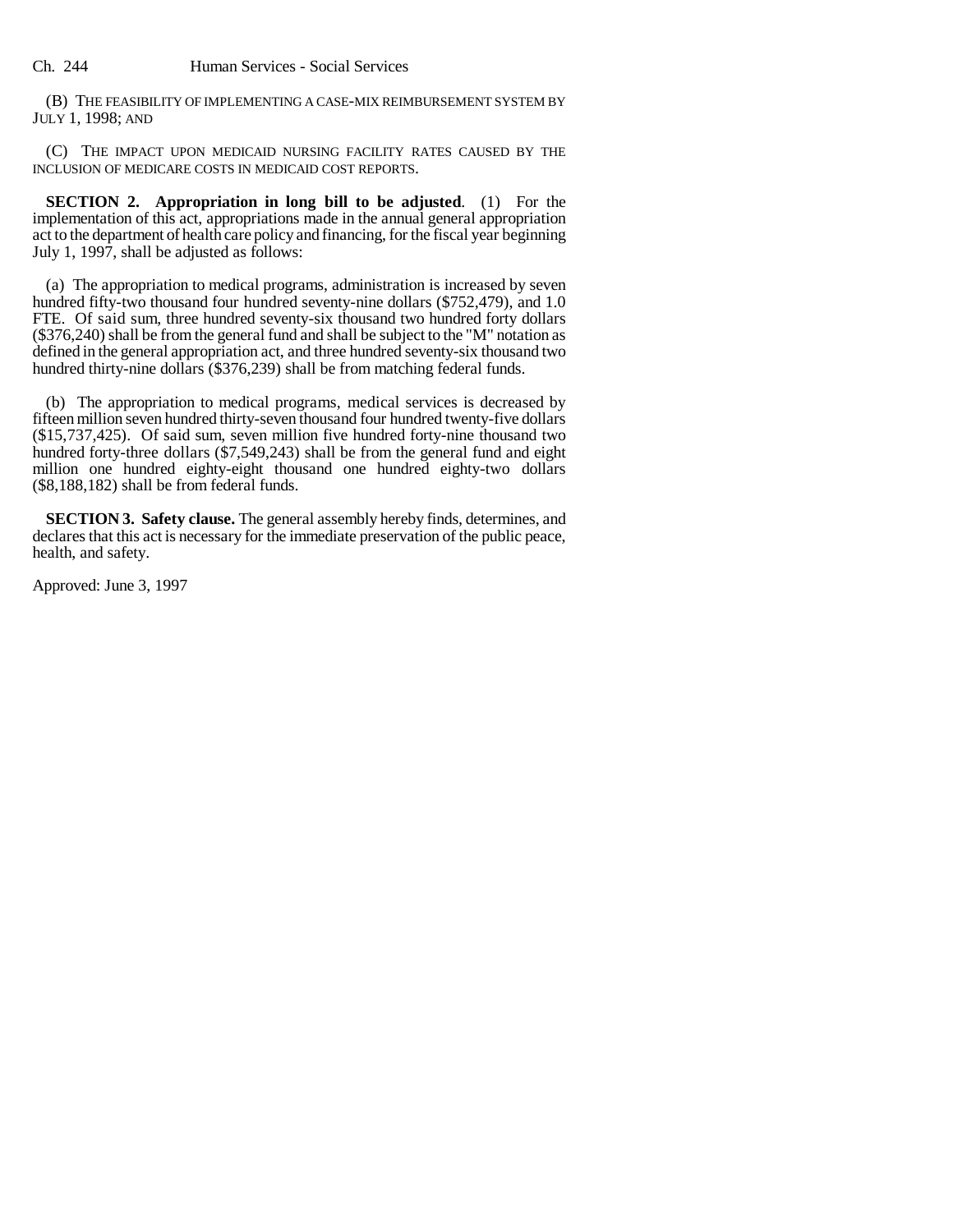(B) THE FEASIBILITY OF IMPLEMENTING A CASE-MIX REIMBURSEMENT SYSTEM BY JULY 1, 1998; AND

(C) THE IMPACT UPON MEDICAID NURSING FACILITY RATES CAUSED BY THE INCLUSION OF MEDICARE COSTS IN MEDICAID COST REPORTS.

**SECTION 2. Appropriation in long bill to be adjusted**. (1) For the implementation of this act, appropriations made in the annual general appropriation act to the department of health care policy and financing, for the fiscal year beginning July 1, 1997, shall be adjusted as follows:

(a) The appropriation to medical programs, administration is increased by seven hundred fifty-two thousand four hundred seventy-nine dollars ($752,479), and 1.0 FTE. Of said sum, three hundred seventy-six thousand two hundred forty dollars ($376,240) shall be from the general fund and shall be subject to the "M" notation as defined in the general appropriation act, and three hundred seventy-six thousand two hundred thirty-nine dollars ($376,239) shall be from matching federal funds.

(b) The appropriation to medical programs, medical services is decreased by fifteen million seven hundred thirty-seven thousand four hundred twenty-five dollars ($15,737,425). Of said sum, seven million five hundred forty-nine thousand two hundred forty-three dollars ($7,549,243) shall be from the general fund and eight million one hundred eighty-eight thousand one hundred eighty-two dollars ($8,188,182) shall be from federal funds.

**SECTION 3. Safety clause.** The general assembly hereby finds, determines, and declares that this act is necessary for the immediate preservation of the public peace, health, and safety.

Approved: June 3, 1997